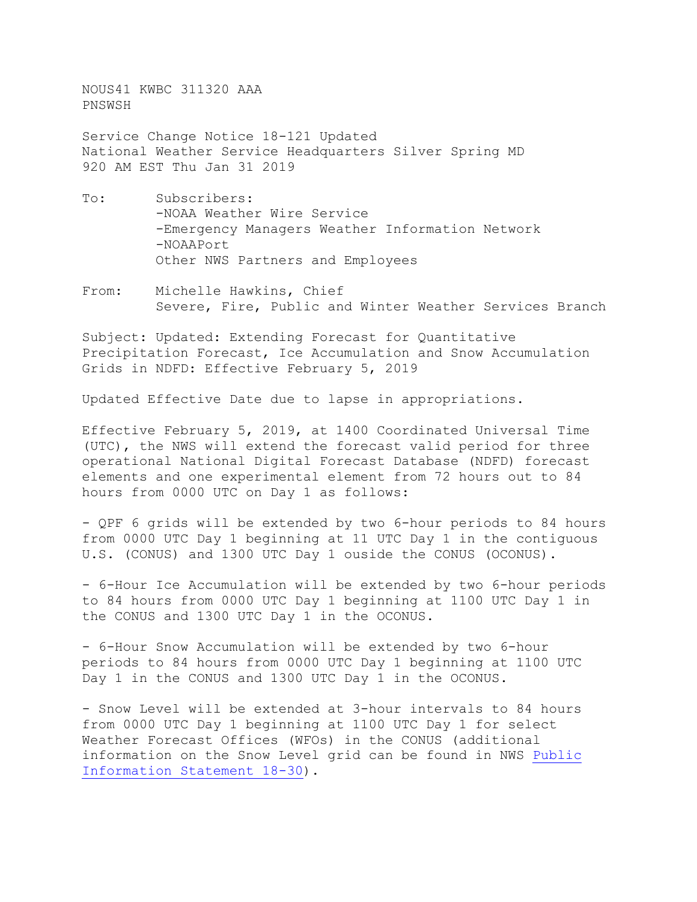NOUS41 KWBC 311320 AAA
PNSWSH

Service Change Notice 18-121 Updated
National Weather Service Headquarters Silver Spring MD
920 AM EST Thu Jan 31 2019

To: Subscribers:
-NOAA Weather Wire Service
-Emergency Managers Weather Information Network
-NOAAPort
Other NWS Partners and Employees

From: Michelle Hawkins, Chief
Severe, Fire, Public and Winter Weather Services Branch

Subject: Updated: Extending Forecast for Quantitative Precipitation Forecast, Ice Accumulation and Snow Accumulation Grids in NDFD: Effective February 5, 2019

Updated Effective Date due to lapse in appropriations.

Effective February 5, 2019, at 1400 Coordinated Universal Time (UTC), the NWS will extend the forecast valid period for three operational National Digital Forecast Database (NDFD) forecast elements and one experimental element from 72 hours out to 84 hours from 0000 UTC on Day 1 as follows:

- QPF 6 grids will be extended by two 6-hour periods to 84 hours from 0000 UTC Day 1 beginning at 11 UTC Day 1 in the contiguous U.S. (CONUS) and 1300 UTC Day 1 ouside the CONUS (OCONUS).

- 6-Hour Ice Accumulation will be extended by two 6-hour periods to 84 hours from 0000 UTC Day 1 beginning at 1100 UTC Day 1 in the CONUS and 1300 UTC Day 1 in the OCONUS.

- 6-Hour Snow Accumulation will be extended by two 6-hour periods to 84 hours from 0000 UTC Day 1 beginning at 1100 UTC Day 1 in the CONUS and 1300 UTC Day 1 in the OCONUS.

- Snow Level will be extended at 3-hour intervals to 84 hours from 0000 UTC Day 1 beginning at 1100 UTC Day 1 for select Weather Forecast Offices (WFOs) in the CONUS (additional information on the Snow Level grid can be found in NWS Public Information Statement 18-30).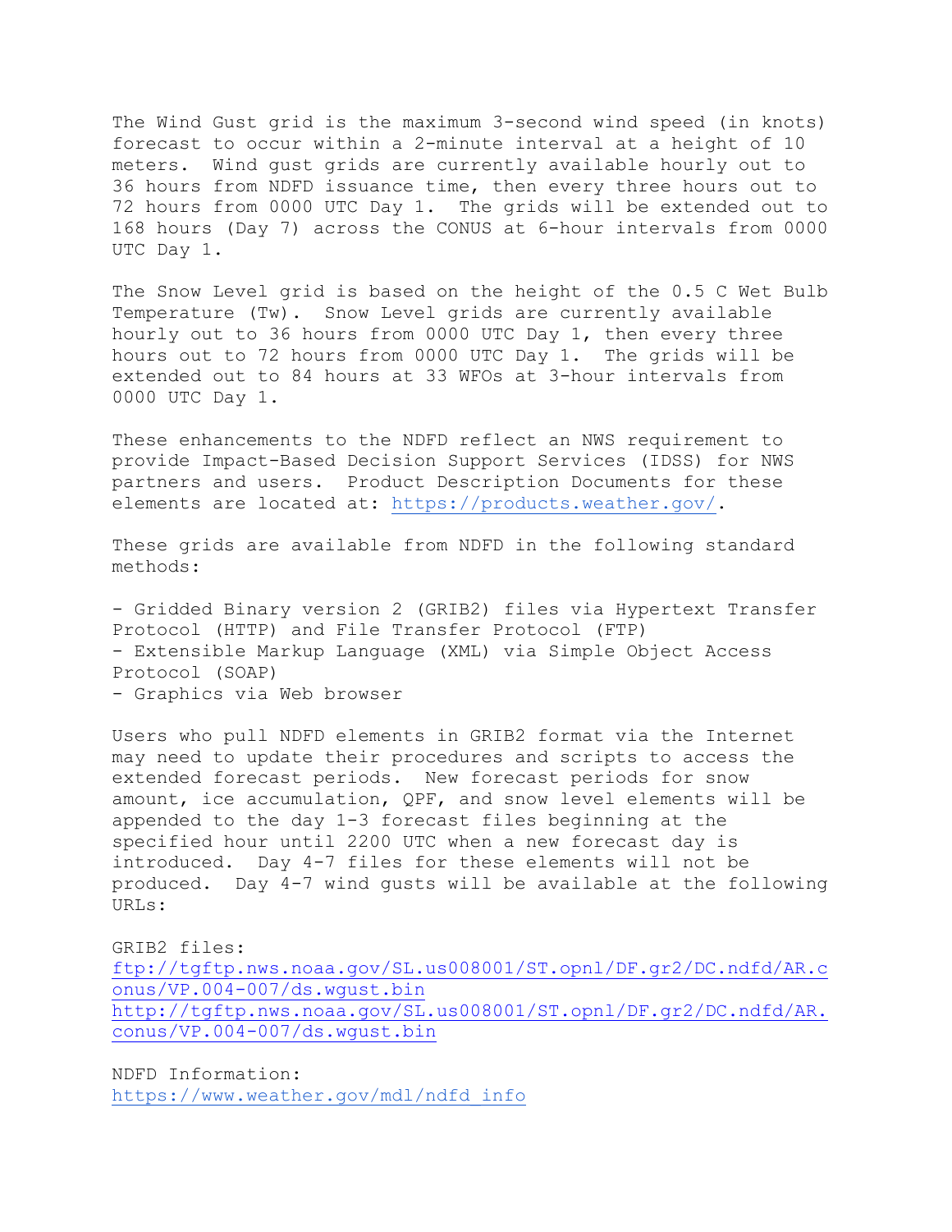The Wind Gust grid is the maximum 3-second wind speed (in knots) forecast to occur within a 2-minute interval at a height of 10 meters. Wind gust grids are currently available hourly out to 36 hours from NDFD issuance time, then every three hours out to 72 hours from 0000 UTC Day 1. The grids will be extended out to 168 hours (Day 7) across the CONUS at 6-hour intervals from 0000 UTC Day 1.

The Snow Level grid is based on the height of the 0.5 C Wet Bulb Temperature (Tw). Snow Level grids are currently available hourly out to 36 hours from 0000 UTC Day 1, then every three hours out to 72 hours from 0000 UTC Day 1. The grids will be extended out to 84 hours at 33 WFOs at 3-hour intervals from 0000 UTC Day 1.

These enhancements to the NDFD reflect an NWS requirement to provide Impact-Based Decision Support Services (IDSS) for NWS partners and users. Product Description Documents for these elements are located at: https://products.weather.gov/.

These grids are available from NDFD in the following standard methods:

- Gridded Binary version 2 (GRIB2) files via Hypertext Transfer Protocol (HTTP) and File Transfer Protocol (FTP)
- Extensible Markup Language (XML) via Simple Object Access Protocol (SOAP)
- Graphics via Web browser

Users who pull NDFD elements in GRIB2 format via the Internet may need to update their procedures and scripts to access the extended forecast periods. New forecast periods for snow amount, ice accumulation, QPF, and snow level elements will be appended to the day 1-3 forecast files beginning at the specified hour until 2200 UTC when a new forecast day is introduced. Day 4-7 files for these elements will not be produced. Day 4-7 wind gusts will be available at the following URLs:

GRIB2 files:
ftp://tgftp.nws.noaa.gov/SL.us008001/ST.opnl/DF.gr2/DC.ndfd/AR.conus/VP.004-007/ds.wgust.bin
http://tgftp.nws.noaa.gov/SL.us008001/ST.opnl/DF.gr2/DC.ndfd/AR.conus/VP.004-007/ds.wgust.bin

NDFD Information:
https://www.weather.gov/mdl/ndfd_info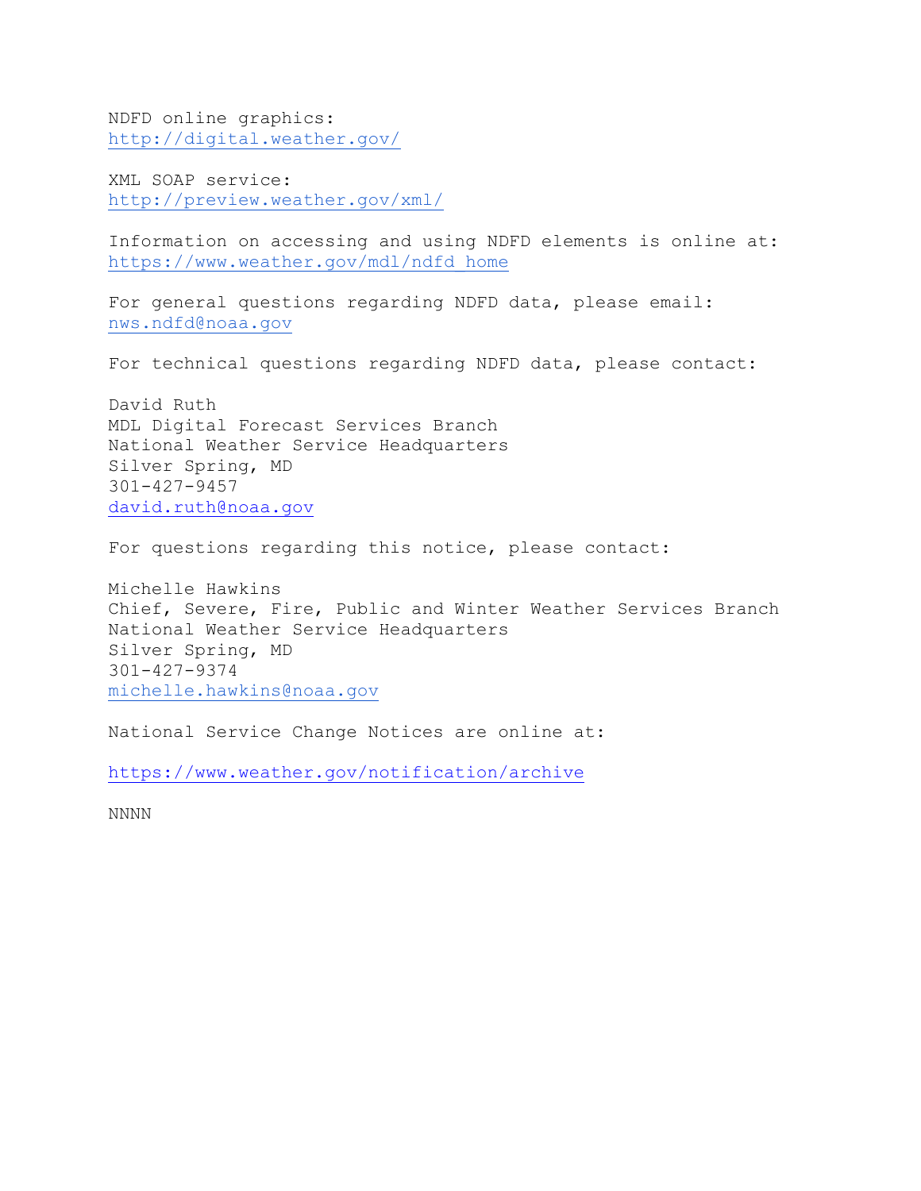NDFD online graphics:
http://digital.weather.gov/

XML SOAP service:
http://preview.weather.gov/xml/

Information on accessing and using NDFD elements is online at:
https://www.weather.gov/mdl/ndfd_home

For general questions regarding NDFD data, please email:
nws.ndfd@noaa.gov

For technical questions regarding NDFD data, please contact:

David Ruth
MDL Digital Forecast Services Branch
National Weather Service Headquarters
Silver Spring, MD
301-427-9457
david.ruth@noaa.gov

For questions regarding this notice, please contact:

Michelle Hawkins
Chief, Severe, Fire, Public and Winter Weather Services Branch
National Weather Service Headquarters
Silver Spring, MD
301-427-9374
michelle.hawkins@noaa.gov

National Service Change Notices are online at:

https://www.weather.gov/notification/archive

NNNN